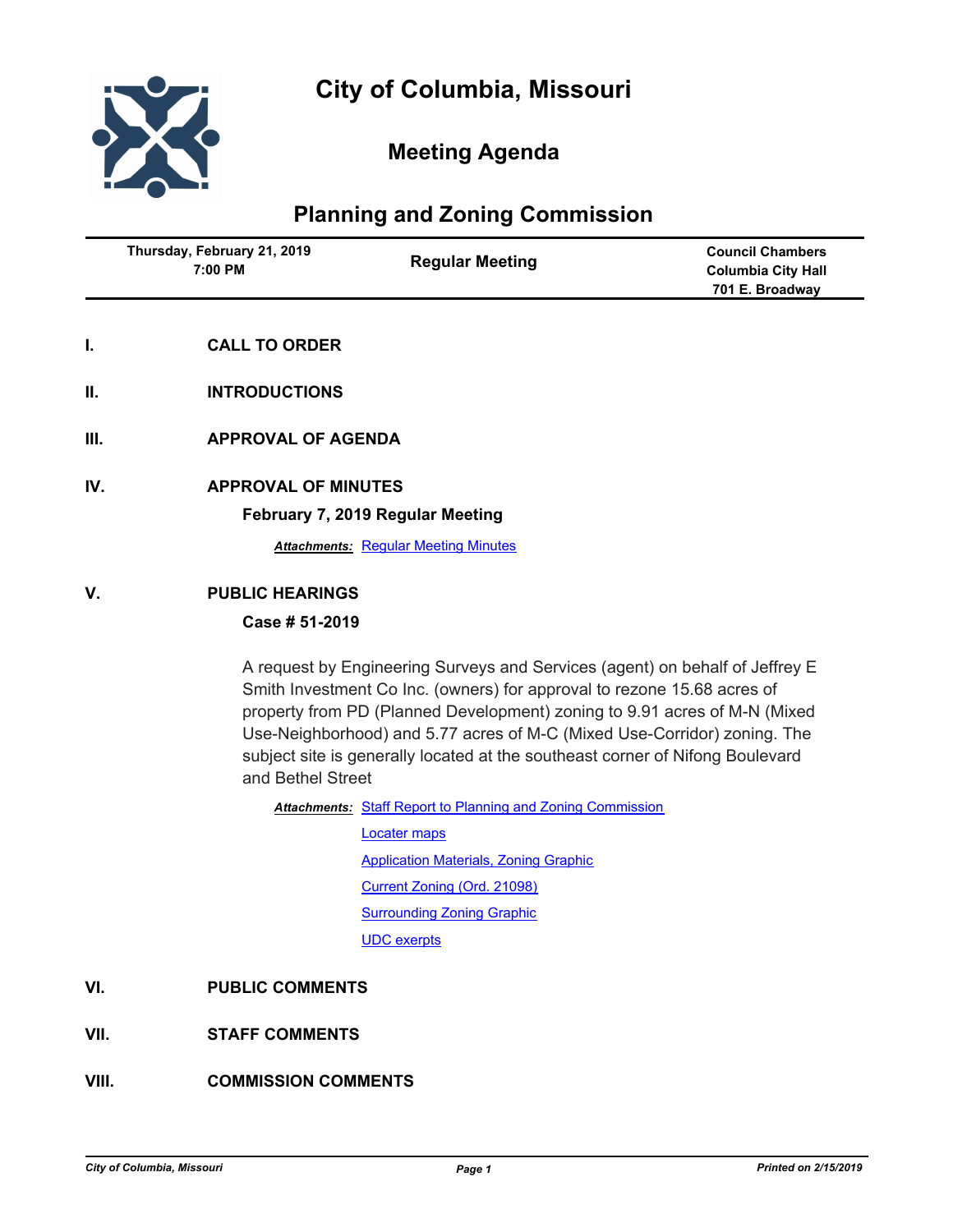# City of Columbia, Missouri

## Meeting Agenda

## Planning and Zoning Commission

| Thursday, February 21, 2019 7:00 PM | Regular Meeting | Council Chambers Columbia City Hall 701 E. Broadway |
|---|---|---|

**I. CALL TO ORDER**

**II. INTRODUCTIONS**

**III. APPROVAL OF AGENDA**

**IV. APPROVAL OF MINUTES**

**February 7, 2019 Regular Meeting**

***Attachments:*** Regular Meeting Minutes

**V. PUBLIC HEARINGS**

**Case # 51-2019**

A request by Engineering Surveys and Services (agent) on behalf of Jeffrey E Smith Investment Co Inc. (owners) for approval to rezone 15.68 acres of property from PD (Planned Development) zoning to 9.91 acres of M-N (Mixed Use-Neighborhood) and 5.77 acres of M-C (Mixed Use-Corridor) zoning. The subject site is generally located at the southeast corner of Nifong Boulevard and Bethel Street

***Attachments:*** Staff Report to Planning and Zoning Commission

Locater maps

Application Materials, Zoning Graphic

Current Zoning (Ord. 21098)

Surrounding Zoning Graphic

UDC exerpts

**VI. PUBLIC COMMENTS**

**VII. STAFF COMMENTS**

**VIII. COMMISSION COMMENTS**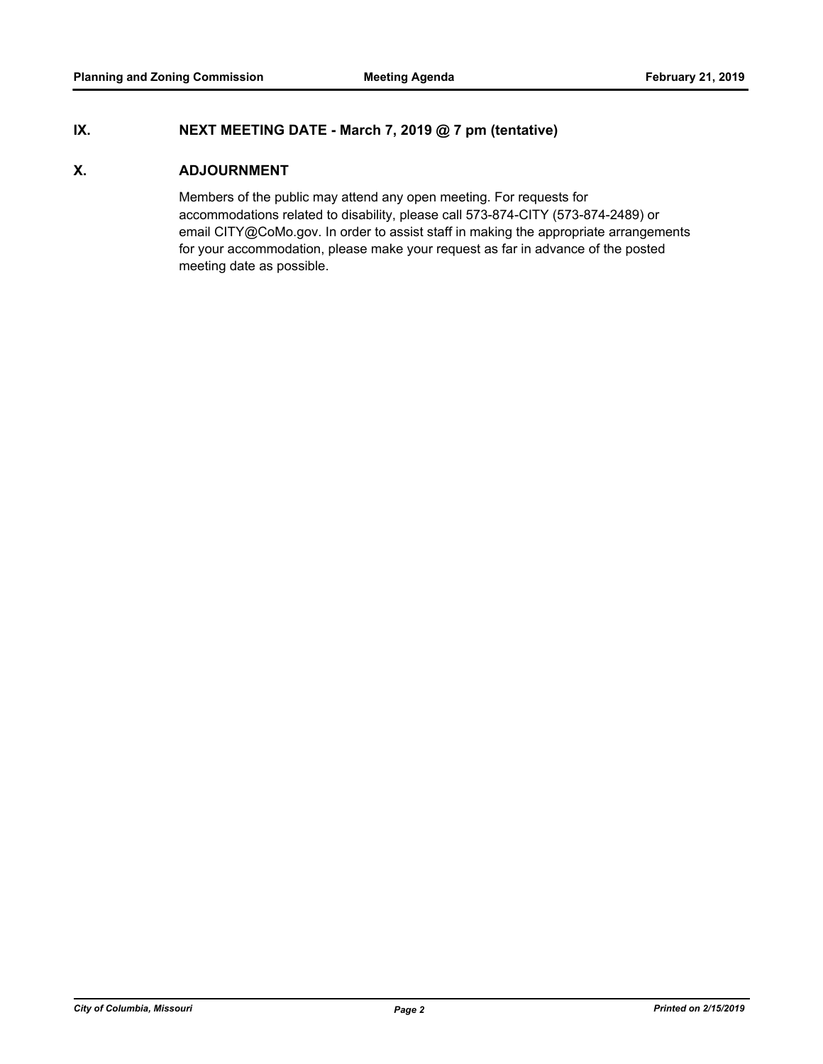## IX. NEXT MEETING DATE - March 7, 2019 @ 7 pm (tentative)

## X. ADJOURNMENT

Members of the public may attend any open meeting. For requests for accommodations related to disability, please call 573-874-CITY (573-874-2489) or email CITY@CoMo.gov. In order to assist staff in making the appropriate arrangements for your accommodation, please make your request as far in advance of the posted meeting date as possible.